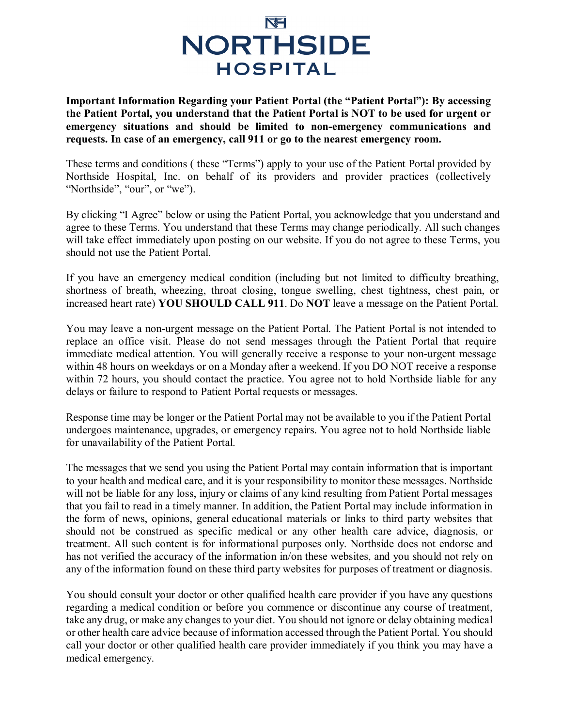# NORTHSIDE HOSPITAL

**Important Information Regarding your Patient Portal (the "Patient Portal"): By accessing the Patient Portal, you understand that the Patient Portal is NOT to be used for urgent or emergency situations and should be limited to non-emergency communications and requests. In case of an emergency, call 911 or go to the nearest emergency room.**

These terms and conditions ( these "Terms") apply to your use of the Patient Portal provided by Northside Hospital, Inc. on behalf of its providers and provider practices (collectively "Northside", "our", or "we").

By clicking "I Agree" below or using the Patient Portal, you acknowledge that you understand and agree to these Terms. You understand that these Terms may change periodically. All such changes will take effect immediately upon posting on our website. If you do not agree to these Terms, you should not use the Patient Portal.

If you have an emergency medical condition (including but not limited to difficulty breathing, shortness of breath, wheezing, throat closing, tongue swelling, chest tightness, chest pain, or increased heart rate) **YOU SHOULD CALL 911**. Do **NOT** leave a message on the Patient Portal.

You may leave a non-urgent message on the Patient Portal. The Patient Portal is not intended to replace an office visit. Please do not send messages through the Patient Portal that require immediate medical attention. You will generally receive a response to your non-urgent message within 48 hours on weekdays or on a Monday after a weekend. If you DO NOT receive a response within 72 hours, you should contact the practice. You agree not to hold Northside liable for any delays or failure to respond to Patient Portal requests or messages.

Response time may be longer or the Patient Portal may not be available to you if the Patient Portal undergoes maintenance, upgrades, or emergency repairs. You agree not to hold Northside liable for unavailability of the Patient Portal.

The messages that we send you using the Patient Portal may contain information that is important to your health and medical care, and it is your responsibility to monitor these messages. Northside will not be liable for any loss, injury or claims of any kind resulting from Patient Portal messages that you fail to read in a timely manner. In addition, the Patient Portal may include information in the form of news, opinions, general educational materials or links to third party websites that should not be construed as specific medical or any other health care advice, diagnosis, or treatment. All such content is for informational purposes only. Northside does not endorse and has not verified the accuracy of the information in/on these websites, and you should not rely on any of the information found on these third party websites for purposes of treatment or diagnosis.

You should consult your doctor or other qualified health care provider if you have any questions regarding a medical condition or before you commence or discontinue any course of treatment, take any drug, or make any changes to your diet. You should not ignore or delay obtaining medical or other health care advice because of information accessed through the Patient Portal. You should call your doctor or other qualified health care provider immediately if you think you may have a medical emergency.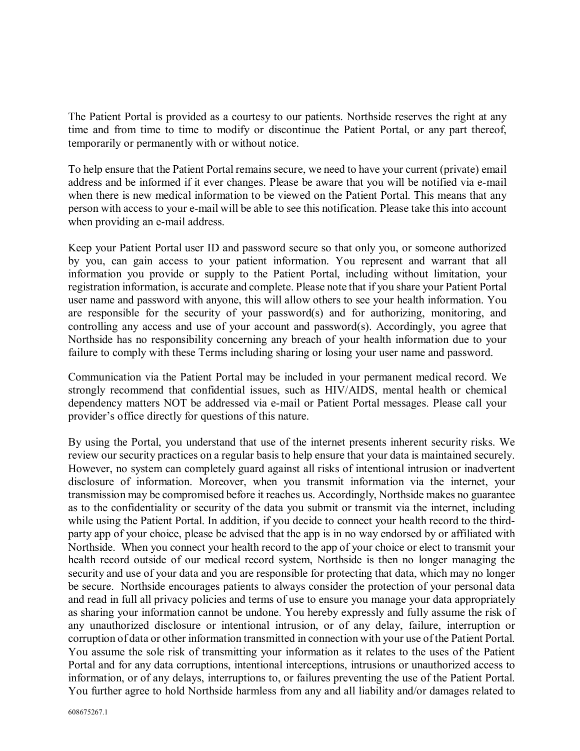The Patient Portal is provided as a courtesy to our patients. Northside reserves the right at any time and from time to time to modify or discontinue the Patient Portal, or any part thereof, temporarily or permanently with or without notice.

To help ensure that the Patient Portal remains secure, we need to have your current (private) email address and be informed if it ever changes. Please be aware that you will be notified via e-mail when there is new medical information to be viewed on the Patient Portal. This means that any person with access to your e-mail will be able to see this notification. Please take this into account when providing an e-mail address.

Keep your Patient Portal user ID and password secure so that only you, or someone authorized by you, can gain access to your patient information. You represent and warrant that all information you provide or supply to the Patient Portal, including without limitation, your registration information, is accurate and complete. Please note that if you share your Patient Portal user name and password with anyone, this will allow others to see your health information. You are responsible for the security of your password(s) and for authorizing, monitoring, and controlling any access and use of your account and password(s). Accordingly, you agree that Northside has no responsibility concerning any breach of your health information due to your failure to comply with these Terms including sharing or losing your user name and password.

Communication via the Patient Portal may be included in your permanent medical record. We strongly recommend that confidential issues, such as HIV/AIDS, mental health or chemical dependency matters NOT be addressed via e-mail or Patient Portal messages. Please call your provider's office directly for questions of this nature.

By using the Portal, you understand that use of the internet presents inherent security risks. We review our security practices on a regular basis to help ensure that your data is maintained securely. However, no system can completely guard against all risks of intentional intrusion or inadvertent disclosure of information. Moreover, when you transmit information via the internet, your transmission may be compromised before it reaches us. Accordingly, Northside makes no guarantee as to the confidentiality or security of the data you submit or transmit via the internet, including while using the Patient Portal. In addition, if you decide to connect your health record to the third-party app of your choice, please be advised that the app is in no way endorsed by or affiliated with Northside. When you connect your health record to the app of your choice or elect to transmit your health record outside of our medical record system, Northside is then no longer managing the security and use of your data and you are responsible for protecting that data, which may no longer be secure. Northside encourages patients to always consider the protection of your personal data and read in full all privacy policies and terms of use to ensure you manage your data appropriately as sharing your information cannot be undone. You hereby expressly and fully assume the risk of any unauthorized disclosure or intentional intrusion, or of any delay, failure, interruption or corruption of data or other information transmitted in connection with your use of the Patient Portal. You assume the sole risk of transmitting your information as it relates to the uses of the Patient Portal and for any data corruptions, intentional interceptions, intrusions or unauthorized access to information, or of any delays, interruptions to, or failures preventing the use of the Patient Portal. You further agree to hold Northside harmless from any and all liability and/or damages related to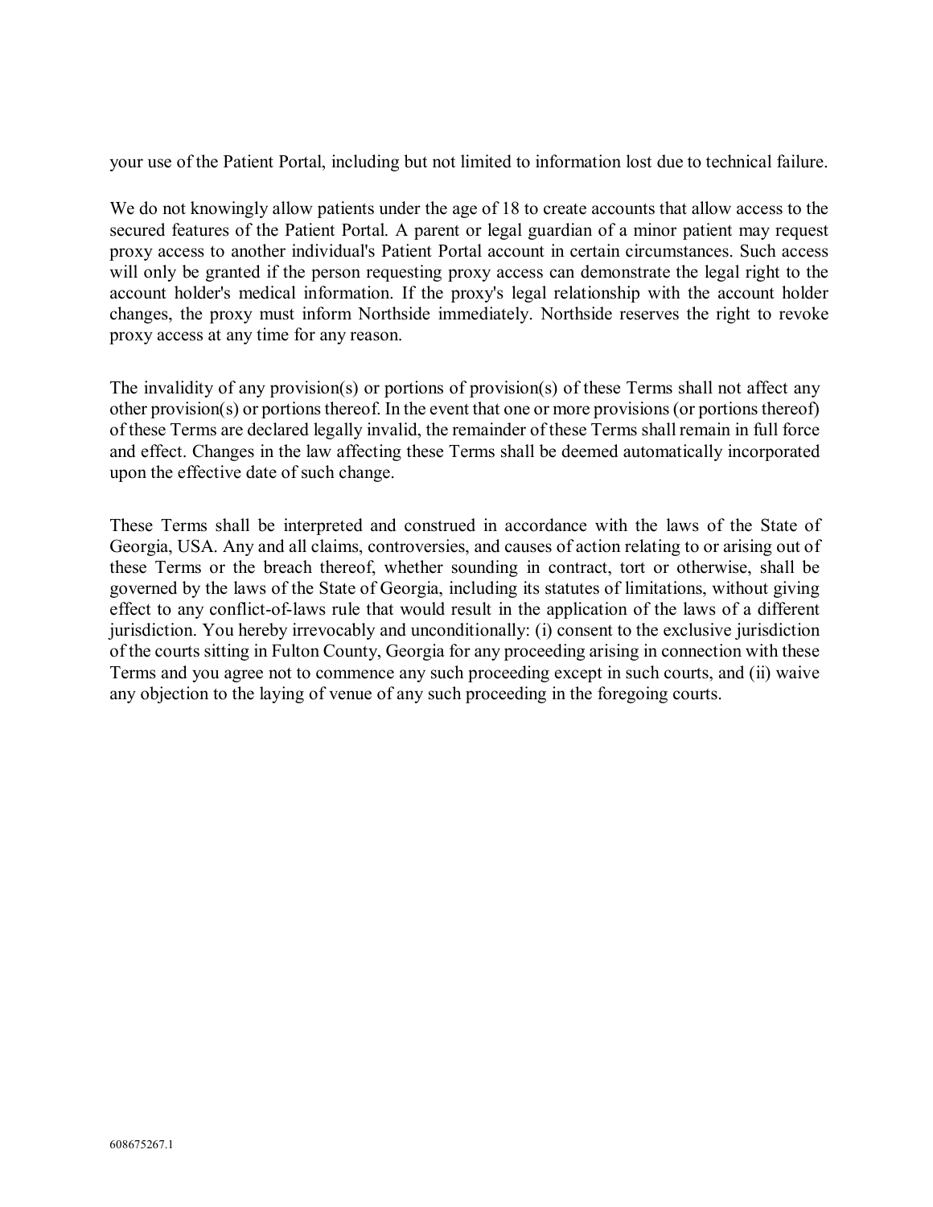your use of the Patient Portal, including but not limited to information lost due to technical failure.

We do not knowingly allow patients under the age of 18 to create accounts that allow access to the secured features of the Patient Portal. A parent or legal guardian of a minor patient may request proxy access to another individual's Patient Portal account in certain circumstances. Such access will only be granted if the person requesting proxy access can demonstrate the legal right to the account holder's medical information. If the proxy's legal relationship with the account holder changes, the proxy must inform Northside immediately. Northside reserves the right to revoke proxy access at any time for any reason.

The invalidity of any provision(s) or portions of provision(s) of these Terms shall not affect any other provision(s) or portions thereof. In the event that one or more provisions (or portions thereof) of these Terms are declared legally invalid, the remainder of these Terms shall remain in full force and effect. Changes in the law affecting these Terms shall be deemed automatically incorporated upon the effective date of such change.

These Terms shall be interpreted and construed in accordance with the laws of the State of Georgia, USA. Any and all claims, controversies, and causes of action relating to or arising out of these Terms or the breach thereof, whether sounding in contract, tort or otherwise, shall be governed by the laws of the State of Georgia, including its statutes of limitations, without giving effect to any conflict-of-laws rule that would result in the application of the laws of a different jurisdiction. You hereby irrevocably and unconditionally: (i) consent to the exclusive jurisdiction of the courts sitting in Fulton County, Georgia for any proceeding arising in connection with these Terms and you agree not to commence any such proceeding except in such courts, and (ii) waive any objection to the laying of venue of any such proceeding in the foregoing courts.

608675267.1